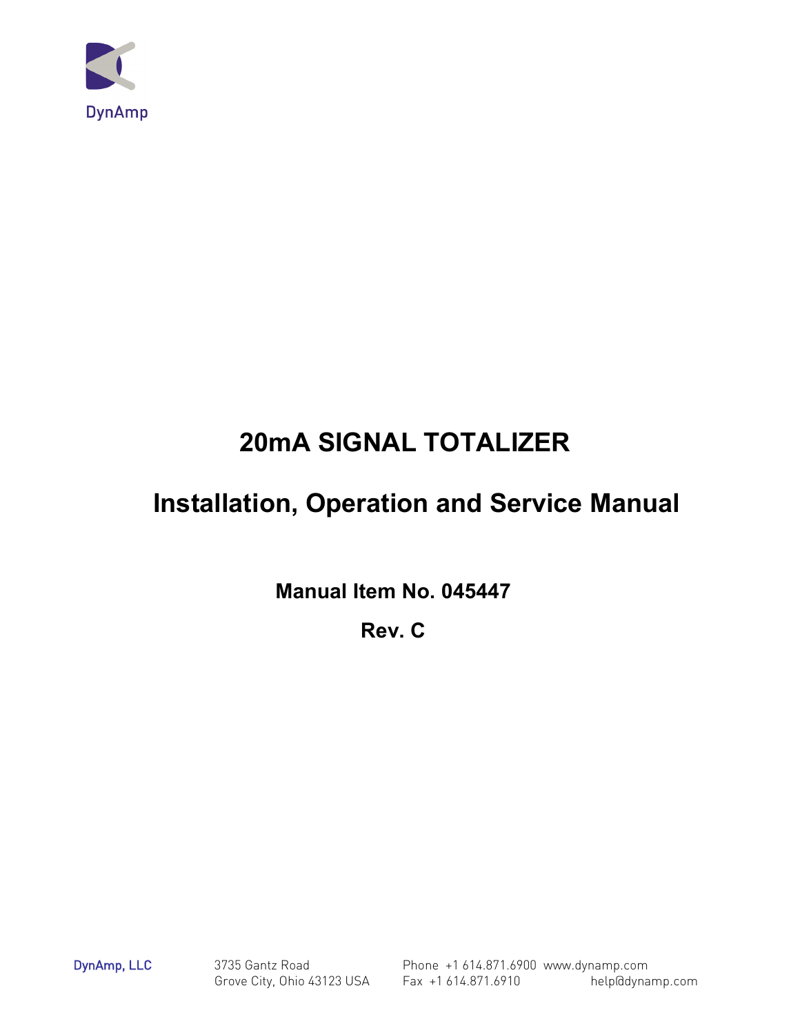DynAmp

# 20mA SIGNAL TOTALIZER

# Installation, Operation and Service Manual

**Manual Item No. 045447**

**Rev. C**

DynAmp, LLC

3735 Gantz Road
Grove City, Ohio 43123 USA

Phone +1 614.871.6900 www.dynamp.com
Fax +1 614.871.6910 help@dynamp.com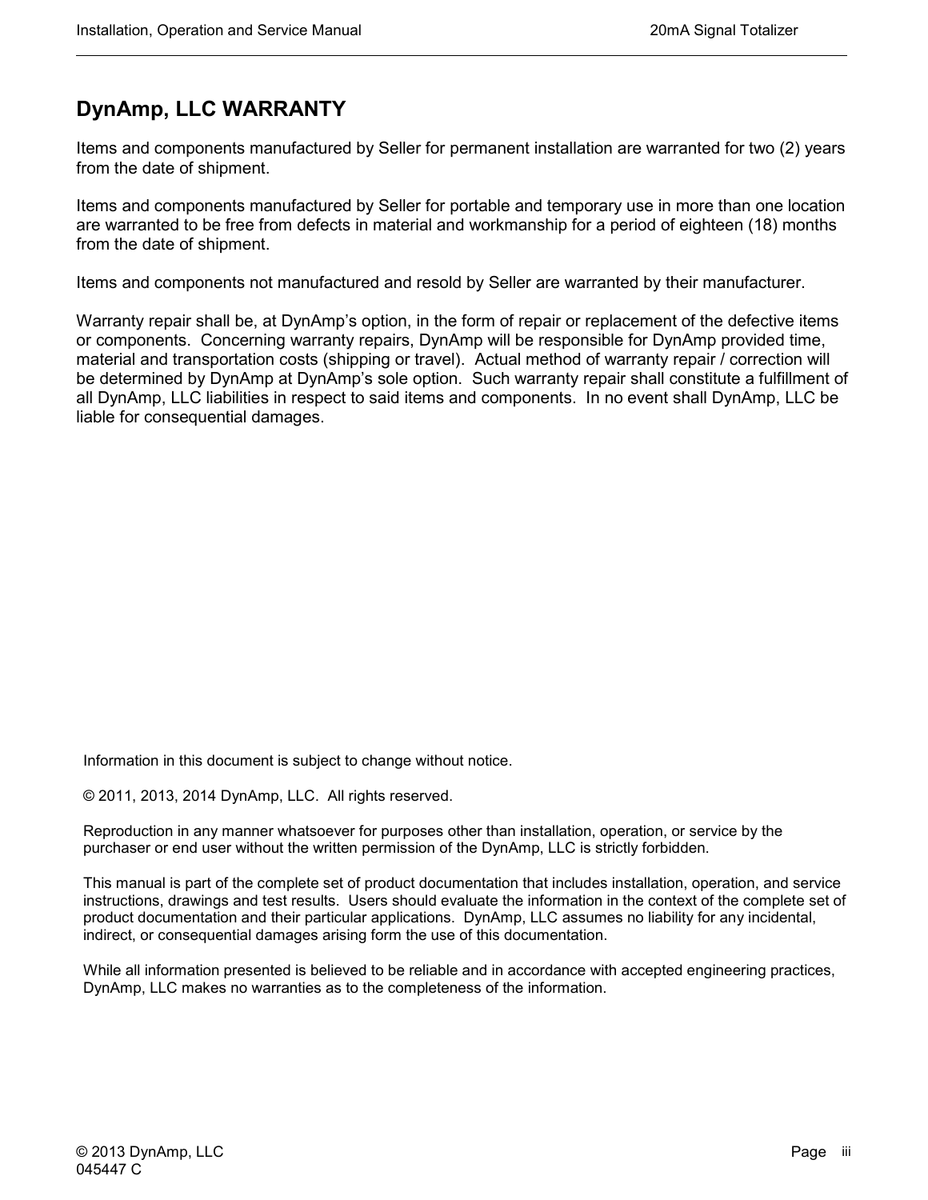## DynAmp, LLC WARRANTY

Items and components manufactured by Seller for permanent installation are warranted for two (2) years from the date of shipment.

Items and components manufactured by Seller for portable and temporary use in more than one location are warranted to be free from defects in material and workmanship for a period of eighteen (18) months from the date of shipment.

Items and components not manufactured and resold by Seller are warranted by their manufacturer.

Warranty repair shall be, at DynAmp's option, in the form of repair or replacement of the defective items or components. Concerning warranty repairs, DynAmp will be responsible for DynAmp provided time, material and transportation costs (shipping or travel). Actual method of warranty repair / correction will be determined by DynAmp at DynAmp's sole option. Such warranty repair shall constitute a fulfillment of all DynAmp, LLC liabilities in respect to said items and components. In no event shall DynAmp, LLC be liable for consequential damages.

Information in this document is subject to change without notice.

© 2011, 2013, 2014 DynAmp, LLC. All rights reserved.

Reproduction in any manner whatsoever for purposes other than installation, operation, or service by the purchaser or end user without the written permission of the DynAmp, LLC is strictly forbidden.

This manual is part of the complete set of product documentation that includes installation, operation, and service instructions, drawings and test results. Users should evaluate the information in the context of the complete set of product documentation and their particular applications. DynAmp, LLC assumes no liability for any incidental, indirect, or consequential damages arising form the use of this documentation.

While all information presented is believed to be reliable and in accordance with accepted engineering practices, DynAmp, LLC makes no warranties as to the completeness of the information.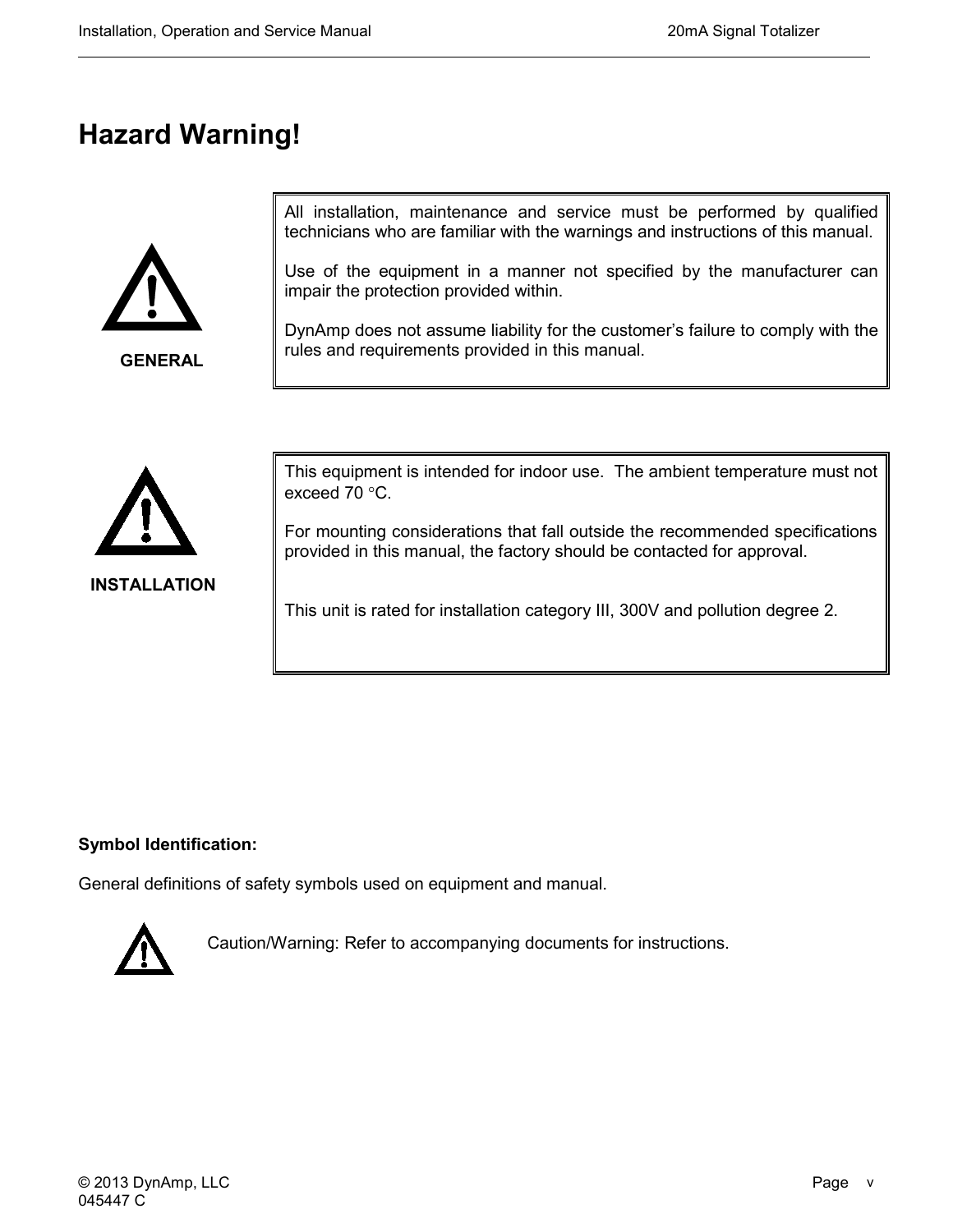# Hazard Warning!

**GENERAL**

All installation, maintenance and service must be performed by qualified technicians who are familiar with the warnings and instructions of this manual.

Use of the equipment in a manner not specified by the manufacturer can impair the protection provided within.

DynAmp does not assume liability for the customer's failure to comply with the rules and requirements provided in this manual.

**INSTALLATION**

This equipment is intended for indoor use. The ambient temperature must not exceed 70 °C.

For mounting considerations that fall outside the recommended specifications provided in this manual, the factory should be contacted for approval.

This unit is rated for installation category III, 300V and pollution degree 2.

**Symbol Identification:**

General definitions of safety symbols used on equipment and manual.

Caution/Warning: Refer to accompanying documents for instructions.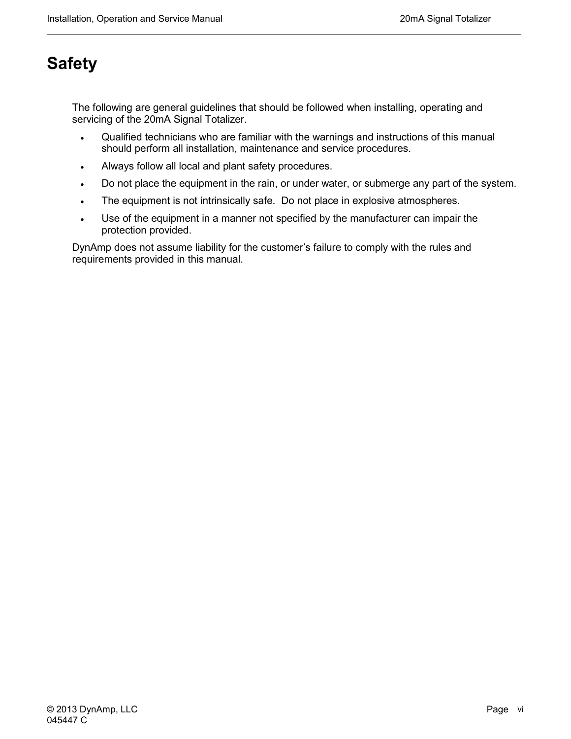# Safety

The following are general guidelines that should be followed when installing, operating and servicing of the 20mA Signal Totalizer.

- Qualified technicians who are familiar with the warnings and instructions of this manual should perform all installation, maintenance and service procedures.
- Always follow all local and plant safety procedures.
- Do not place the equipment in the rain, or under water, or submerge any part of the system.
- The equipment is not intrinsically safe.  Do not place in explosive atmospheres.
- Use of the equipment in a manner not specified by the manufacturer can impair the protection provided.

DynAmp does not assume liability for the customer's failure to comply with the rules and requirements provided in this manual.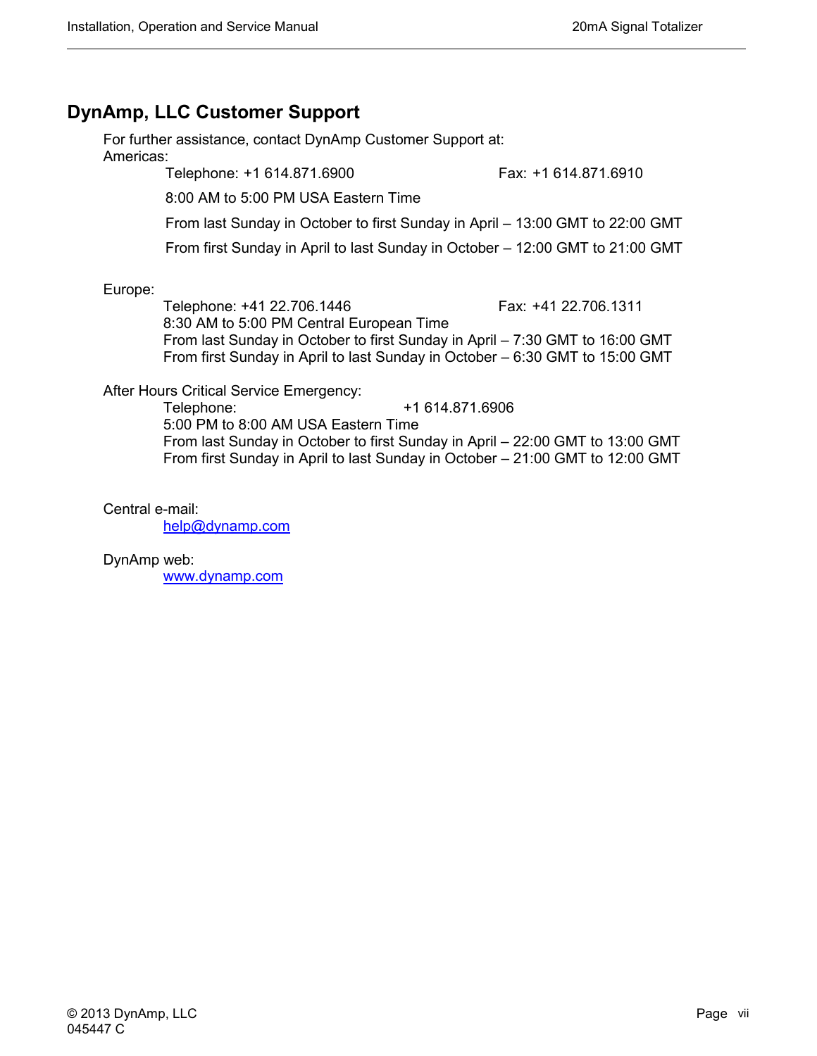## DynAmp, LLC Customer Support

For further assistance, contact DynAmp Customer Support at:

Americas:

Telephone: +1 614.871.6900 Fax: +1 614.871.6910

8:00 AM to 5:00 PM USA Eastern Time

From last Sunday in October to first Sunday in April – 13:00 GMT to 22:00 GMT

From first Sunday in April to last Sunday in October – 12:00 GMT to 21:00 GMT

Europe:

Telephone: +41 22.706.1446 Fax: +41 22.706.1311
8:30 AM to 5:00 PM Central European Time
From last Sunday in October to first Sunday in April – 7:30 GMT to 16:00 GMT
From first Sunday in April to last Sunday in October – 6:30 GMT to 15:00 GMT

After Hours Critical Service Emergency:

Telephone: +1 614.871.6906
5:00 PM to 8:00 AM USA Eastern Time
From last Sunday in October to first Sunday in April – 22:00 GMT to 13:00 GMT
From first Sunday in April to last Sunday in October – 21:00 GMT to 12:00 GMT

Central e-mail:
help@dynamp.com

DynAmp web:
www.dynamp.com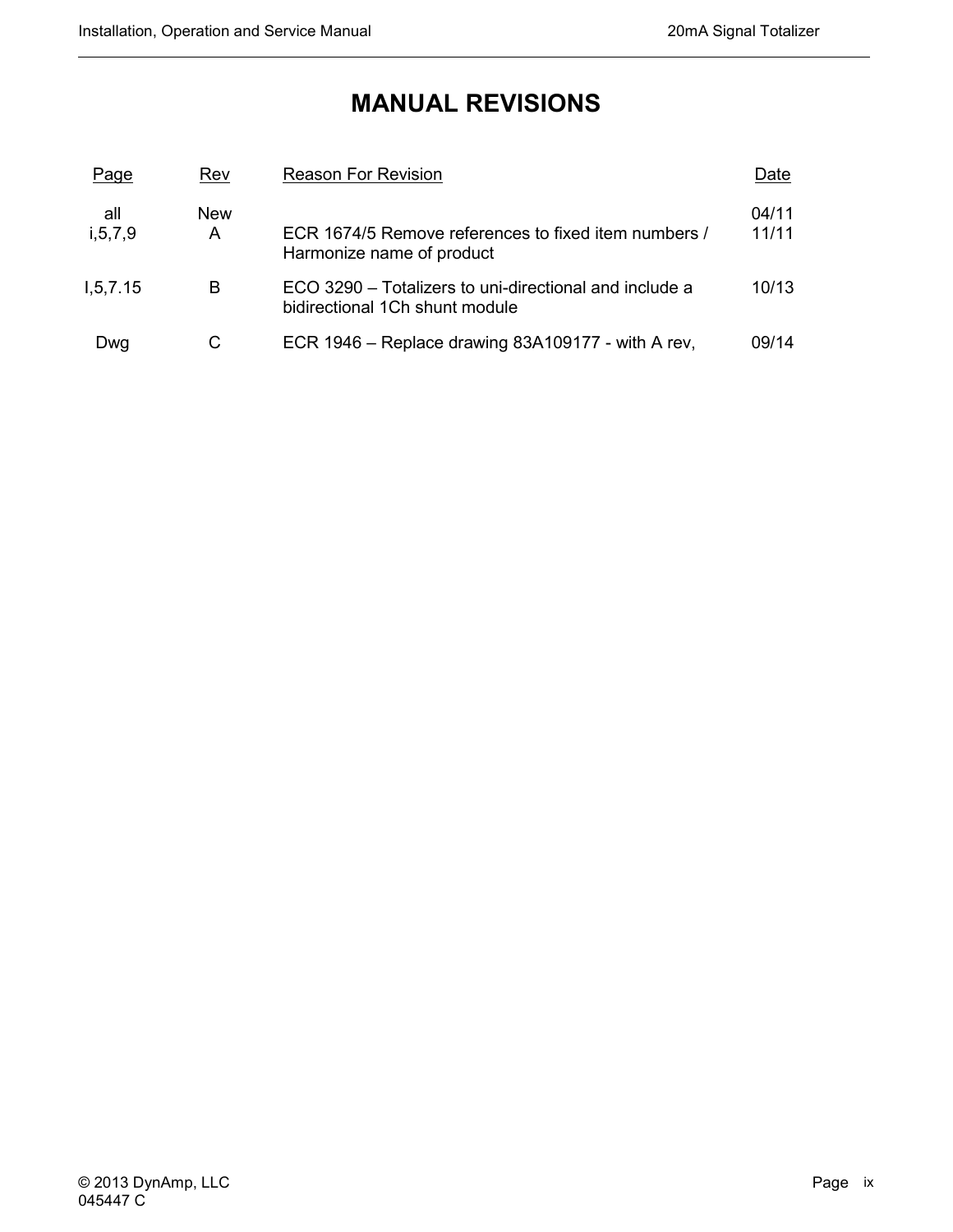# MANUAL REVISIONS

| Page | Rev | Reason For Revision | Date |
| --- | --- | --- | --- |
| all | New | | 04/11 |
| i,5,7,9 | A | ECR 1674/5 Remove references to fixed item numbers / Harmonize name of product | 11/11 |
| I,5,7.15 | B | ECO 3290 – Totalizers to uni-directional and include a bidirectional 1Ch shunt module | 10/13 |
| Dwg | C | ECR 1946 – Replace drawing 83A109177 - with A rev, | 09/14 |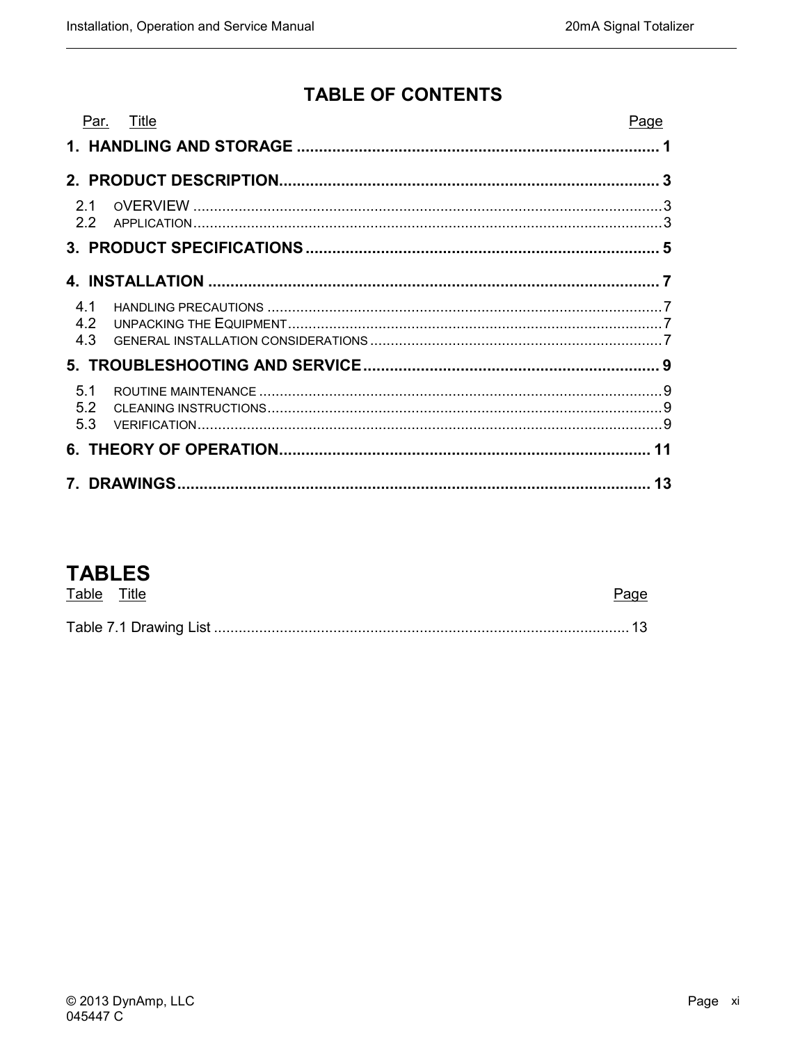# TABLE OF CONTENTS

| Par. | Title | Page |
|---|---|---|
| 1. | **HANDLING AND STORAGE** | 1 |
| 2. | **PRODUCT DESCRIPTION** | 3 |
| 2.1 | OVERVIEW | 3 |
| 2.2 | APPLICATION | 3 |
| 3. | **PRODUCT SPECIFICATIONS** | 5 |
| 4. | **INSTALLATION** | 7 |
| 4.1 | HANDLING PRECAUTIONS | 7 |
| 4.2 | UNPACKING THE EQUIPMENT | 7 |
| 4.3 | GENERAL INSTALLATION CONSIDERATIONS | 7 |
| 5. | **TROUBLESHOOTING AND SERVICE** | 9 |
| 5.1 | ROUTINE MAINTENANCE | 9 |
| 5.2 | CLEANING INSTRUCTIONS | 9 |
| 5.3 | VERIFICATION | 9 |
| 6. | **THEORY OF OPERATION** | 11 |
| 7. | **DRAWINGS** | 13 |

# TABLES

| Table | Title | Page |
|---|---|---|
| Table 7.1 | Drawing List | 13 |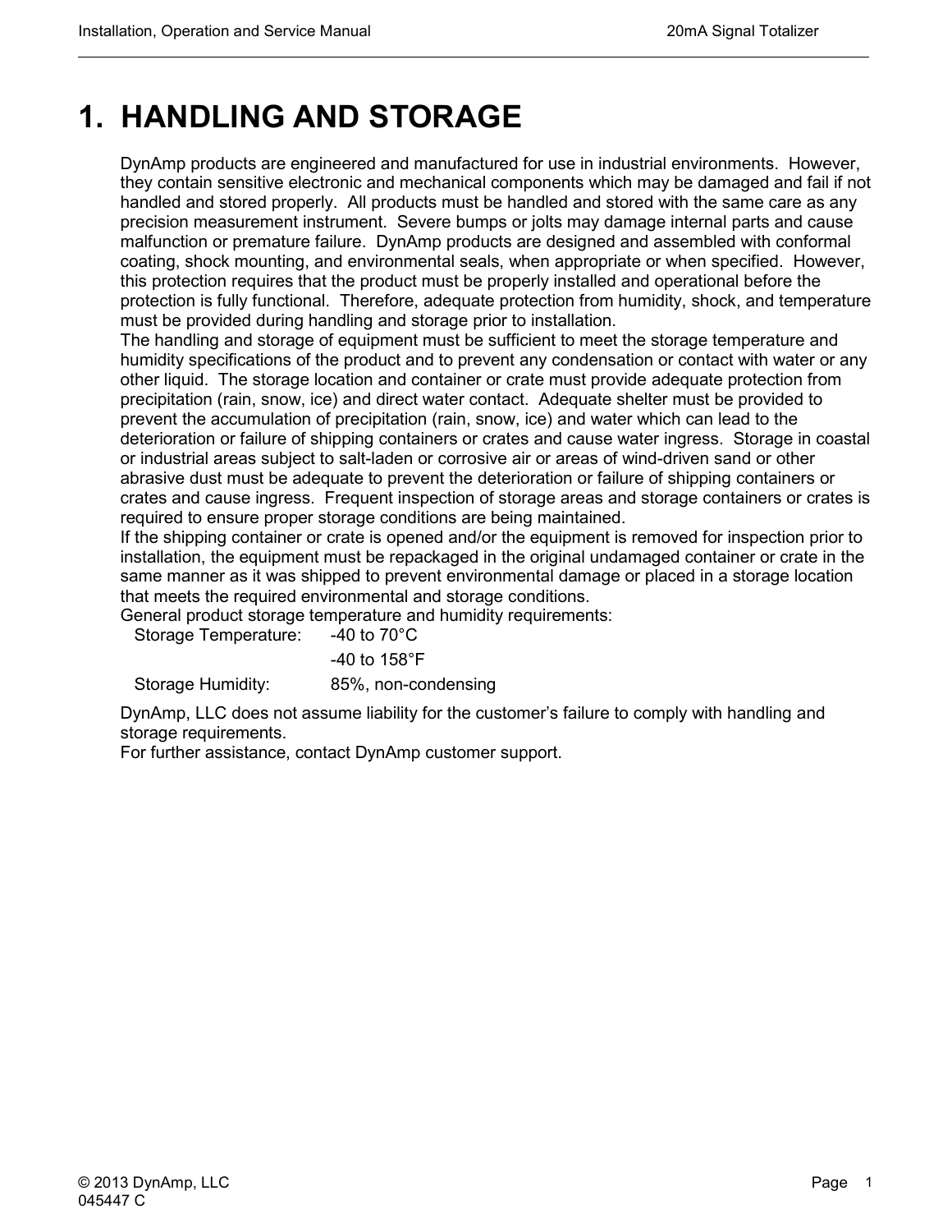# 1. HANDLING AND STORAGE

DynAmp products are engineered and manufactured for use in industrial environments. However, they contain sensitive electronic and mechanical components which may be damaged and fail if not handled and stored properly. All products must be handled and stored with the same care as any precision measurement instrument. Severe bumps or jolts may damage internal parts and cause malfunction or premature failure. DynAmp products are designed and assembled with conformal coating, shock mounting, and environmental seals, when appropriate or when specified. However, this protection requires that the product must be properly installed and operational before the protection is fully functional. Therefore, adequate protection from humidity, shock, and temperature must be provided during handling and storage prior to installation.

The handling and storage of equipment must be sufficient to meet the storage temperature and humidity specifications of the product and to prevent any condensation or contact with water or any other liquid. The storage location and container or crate must provide adequate protection from precipitation (rain, snow, ice) and direct water contact. Adequate shelter must be provided to prevent the accumulation of precipitation (rain, snow, ice) and water which can lead to the deterioration or failure of shipping containers or crates and cause water ingress. Storage in coastal or industrial areas subject to salt-laden or corrosive air or areas of wind-driven sand or other abrasive dust must be adequate to prevent the deterioration or failure of shipping containers or crates and cause ingress. Frequent inspection of storage areas and storage containers or crates is required to ensure proper storage conditions are being maintained.

If the shipping container or crate is opened and/or the equipment is removed for inspection prior to installation, the equipment must be repackaged in the original undamaged container or crate in the same manner as it was shipped to prevent environmental damage or placed in a storage location that meets the required environmental and storage conditions.

General product storage temperature and humidity requirements:

| | |
|---|---|
| Storage Temperature: | -40 to 70°C |
| | -40 to 158°F |
| Storage Humidity: | 85%, non-condensing |

DynAmp, LLC does not assume liability for the customer's failure to comply with handling and storage requirements.

For further assistance, contact DynAmp customer support.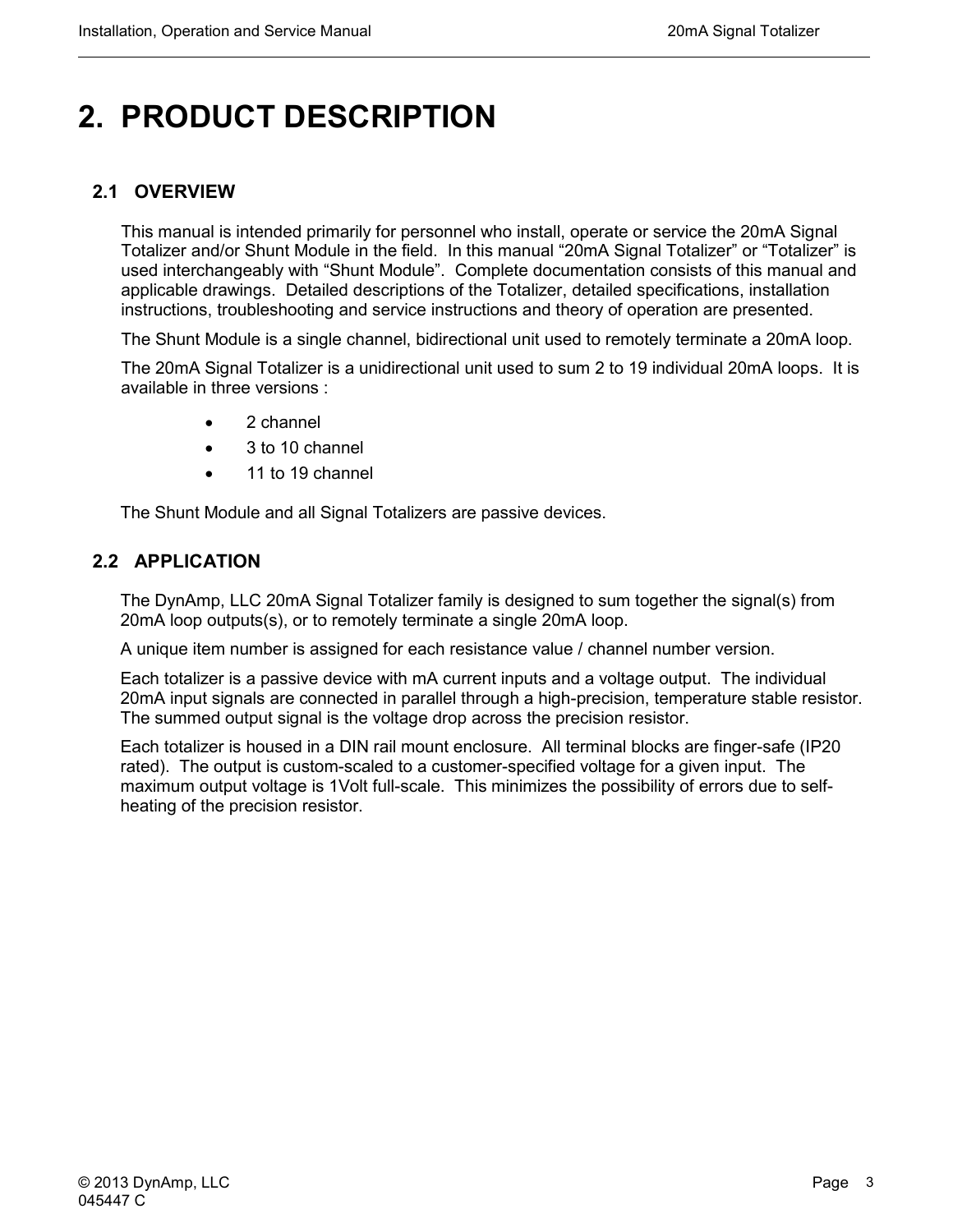# 2. PRODUCT DESCRIPTION

## 2.1 OVERVIEW

This manual is intended primarily for personnel who install, operate or service the 20mA Signal Totalizer and/or Shunt Module in the field. In this manual "20mA Signal Totalizer" or "Totalizer" is used interchangeably with "Shunt Module". Complete documentation consists of this manual and applicable drawings. Detailed descriptions of the Totalizer, detailed specifications, installation instructions, troubleshooting and service instructions and theory of operation are presented.

The Shunt Module is a single channel, bidirectional unit used to remotely terminate a 20mA loop.

The 20mA Signal Totalizer is a unidirectional unit used to sum 2 to 19 individual 20mA loops. It is available in three versions :

- 2 channel
- 3 to 10 channel
- 11 to 19 channel

The Shunt Module and all Signal Totalizers are passive devices.

## 2.2 APPLICATION

The DynAmp, LLC 20mA Signal Totalizer family is designed to sum together the signal(s) from 20mA loop outputs(s), or to remotely terminate a single 20mA loop.

A unique item number is assigned for each resistance value / channel number version.

Each totalizer is a passive device with mA current inputs and a voltage output. The individual 20mA input signals are connected in parallel through a high-precision, temperature stable resistor. The summed output signal is the voltage drop across the precision resistor.

Each totalizer is housed in a DIN rail mount enclosure. All terminal blocks are finger-safe (IP20 rated). The output is custom-scaled to a customer-specified voltage for a given input. The maximum output voltage is 1Volt full-scale. This minimizes the possibility of errors due to self-heating of the precision resistor.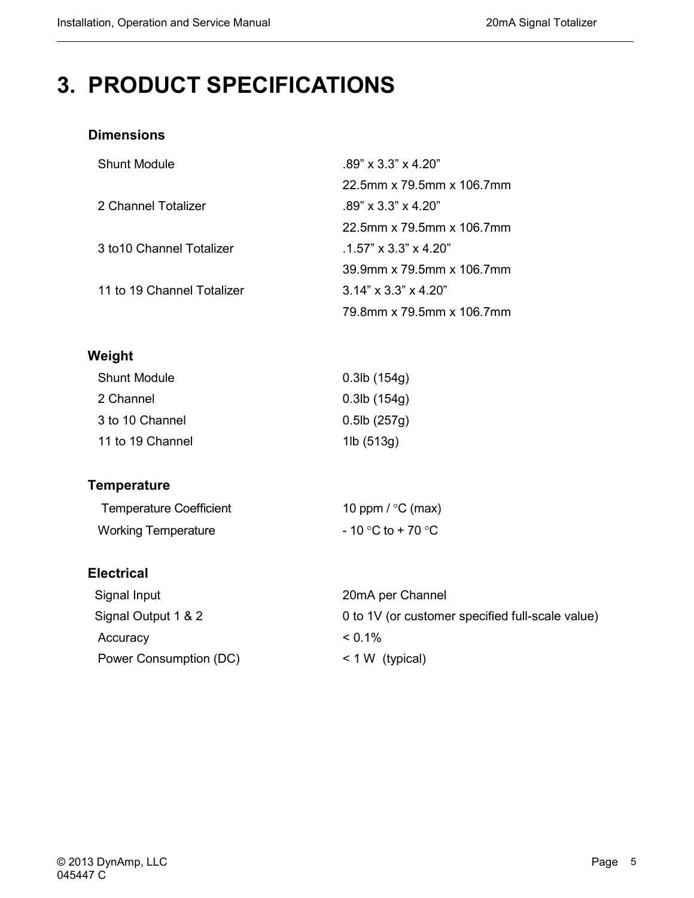# 3. PRODUCT SPECIFICATIONS

### Dimensions

| | |
|---|---|
| Shunt Module | .89” x 3.3” x 4.20” |
| | 22.5mm x 79.5mm x 106.7mm |
| 2 Channel Totalizer | .89” x 3.3” x 4.20” |
| | 22.5mm x 79.5mm x 106.7mm |
| 3 to10 Channel Totalizer | .1.57” x 3.3” x 4.20” |
| | 39.9mm x 79.5mm x 106.7mm |
| 11 to 19 Channel Totalizer | 3.14” x 3.3” x 4.20” |
| | 79.8mm x 79.5mm x 106.7mm |

### Weight

| | |
|---|---|
| Shunt Module | 0.3lb (154g) |
| 2 Channel | 0.3lb (154g) |
| 3 to 10 Channel | 0.5lb (257g) |
| 11 to 19 Channel | 1lb (513g) |

### Temperature

| | |
|---|---|
| Temperature Coefficient | 10 ppm / °C (max) |
| Working Temperature | - 10 °C to + 70 °C |

### Electrical

| | |
|---|---|
| Signal Input | 20mA per Channel |
| Signal Output 1 & 2 | 0 to 1V (or customer specified full-scale value) |
| Accuracy | < 0.1% |
| Power Consumption (DC) | < 1 W (typical) |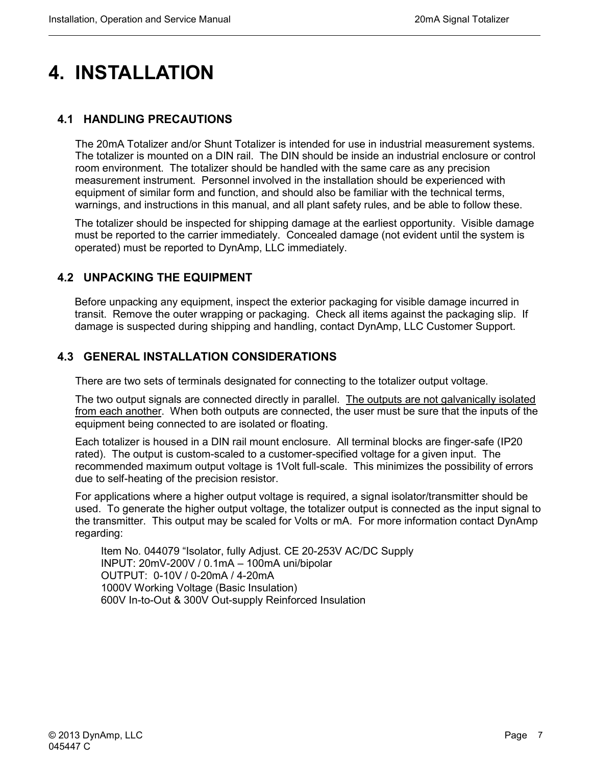# 4. INSTALLATION

## 4.1 HANDLING PRECAUTIONS

The 20mA Totalizer and/or Shunt Totalizer is intended for use in industrial measurement systems. The totalizer is mounted on a DIN rail. The DIN should be inside an industrial enclosure or control room environment. The totalizer should be handled with the same care as any precision measurement instrument. Personnel involved in the installation should be experienced with equipment of similar form and function, and should also be familiar with the technical terms, warnings, and instructions in this manual, and all plant safety rules, and be able to follow these.

The totalizer should be inspected for shipping damage at the earliest opportunity. Visible damage must be reported to the carrier immediately. Concealed damage (not evident until the system is operated) must be reported to DynAmp, LLC immediately.

## 4.2 UNPACKING THE EQUIPMENT

Before unpacking any equipment, inspect the exterior packaging for visible damage incurred in transit. Remove the outer wrapping or packaging. Check all items against the packaging slip. If damage is suspected during shipping and handling, contact DynAmp, LLC Customer Support.

## 4.3 GENERAL INSTALLATION CONSIDERATIONS

There are two sets of terminals designated for connecting to the totalizer output voltage.

The two output signals are connected directly in parallel. <u>The outputs are not galvanically isolated from each another</u>. When both outputs are connected, the user must be sure that the inputs of the equipment being connected to are isolated or floating.

Each totalizer is housed in a DIN rail mount enclosure. All terminal blocks are finger-safe (IP20 rated). The output is custom-scaled to a customer-specified voltage for a given input. The recommended maximum output voltage is 1Volt full-scale. This minimizes the possibility of errors due to self-heating of the precision resistor.

For applications where a higher output voltage is required, a signal isolator/transmitter should be used. To generate the higher output voltage, the totalizer output is connected as the input signal to the transmitter. This output may be scaled for Volts or mA. For more information contact DynAmp regarding:

> Item No. 044079 “Isolator, fully Adjust. CE 20-253V AC/DC Supply
> INPUT: 20mV-200V / 0.1mA – 100mA uni/bipolar
> OUTPUT: 0-10V / 0-20mA / 4-20mA
> 1000V Working Voltage (Basic Insulation)
> 600V In-to-Out & 300V Out-supply Reinforced Insulation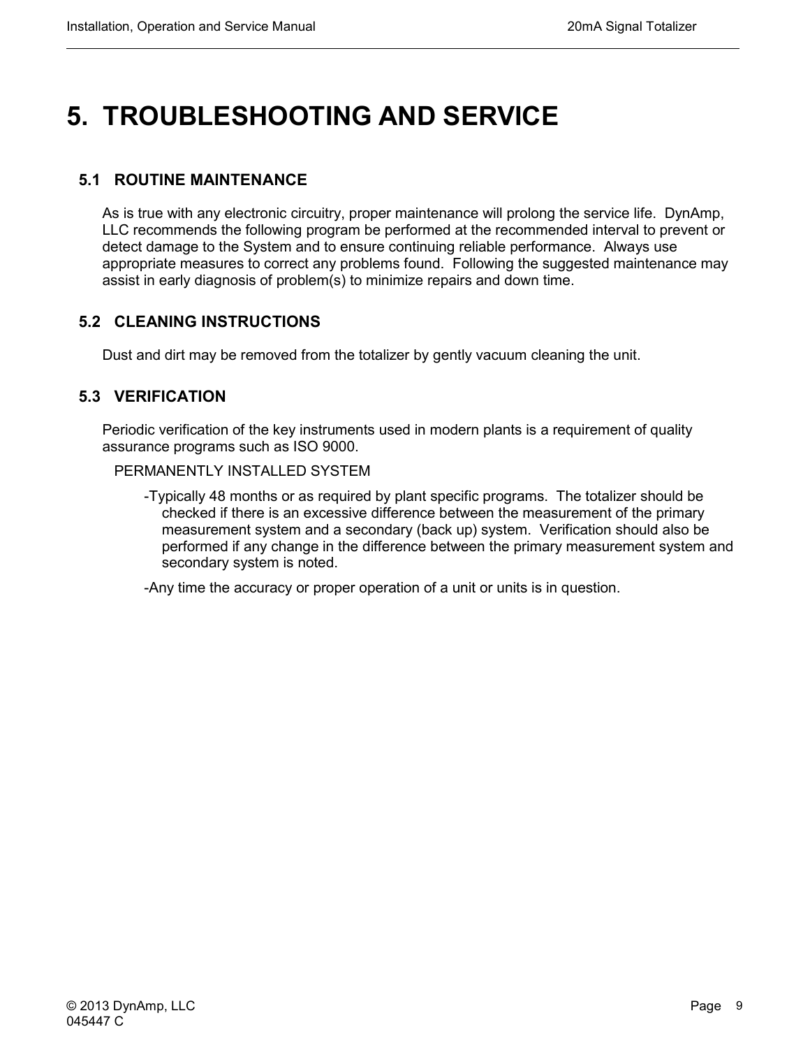# 5. TROUBLESHOOTING AND SERVICE

## 5.1 ROUTINE MAINTENANCE

As is true with any electronic circuitry, proper maintenance will prolong the service life. DynAmp, LLC recommends the following program be performed at the recommended interval to prevent or detect damage to the System and to ensure continuing reliable performance. Always use appropriate measures to correct any problems found. Following the suggested maintenance may assist in early diagnosis of problem(s) to minimize repairs and down time.

## 5.2 CLEANING INSTRUCTIONS

Dust and dirt may be removed from the totalizer by gently vacuum cleaning the unit.

## 5.3 VERIFICATION

Periodic verification of the key instruments used in modern plants is a requirement of quality assurance programs such as ISO 9000.

PERMANENTLY INSTALLED SYSTEM

-Typically 48 months or as required by plant specific programs. The totalizer should be checked if there is an excessive difference between the measurement of the primary measurement system and a secondary (back up) system. Verification should also be performed if any change in the difference between the primary measurement system and secondary system is noted.

-Any time the accuracy or proper operation of a unit or units is in question.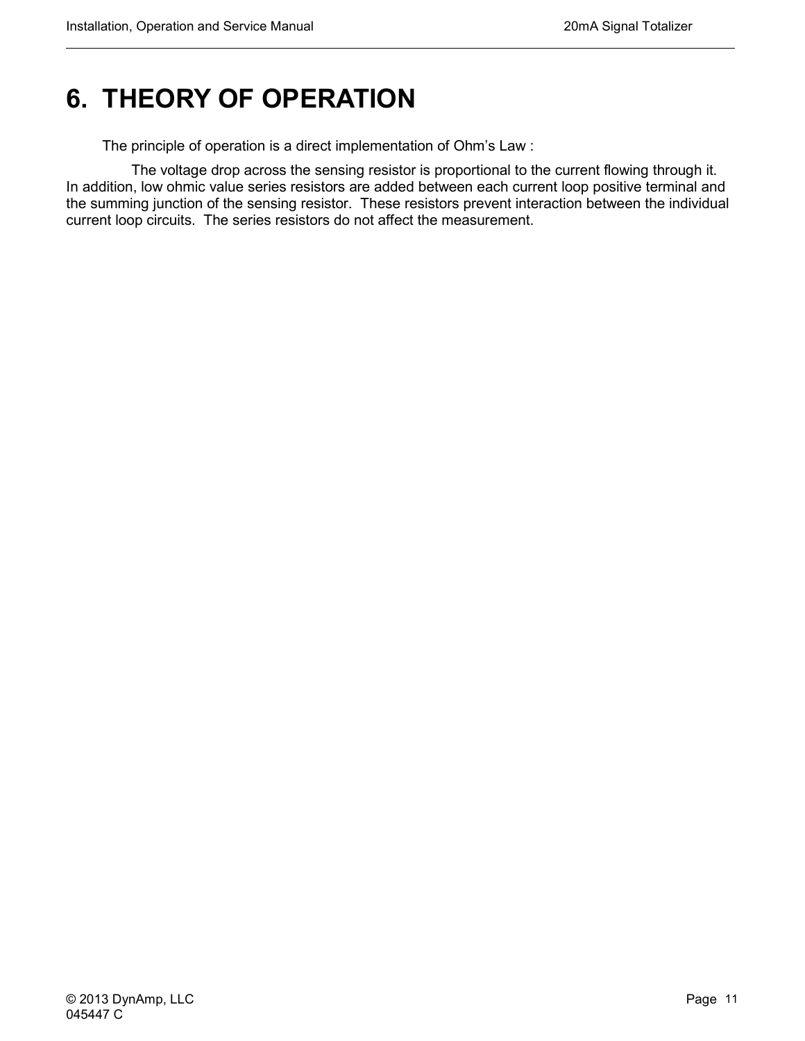# 6. THEORY OF OPERATION

The principle of operation is a direct implementation of Ohm's Law :

The voltage drop across the sensing resistor is proportional to the current flowing through it. In addition, low ohmic value series resistors are added between each current loop positive terminal and the summing junction of the sensing resistor. These resistors prevent interaction between the individual current loop circuits. The series resistors do not affect the measurement.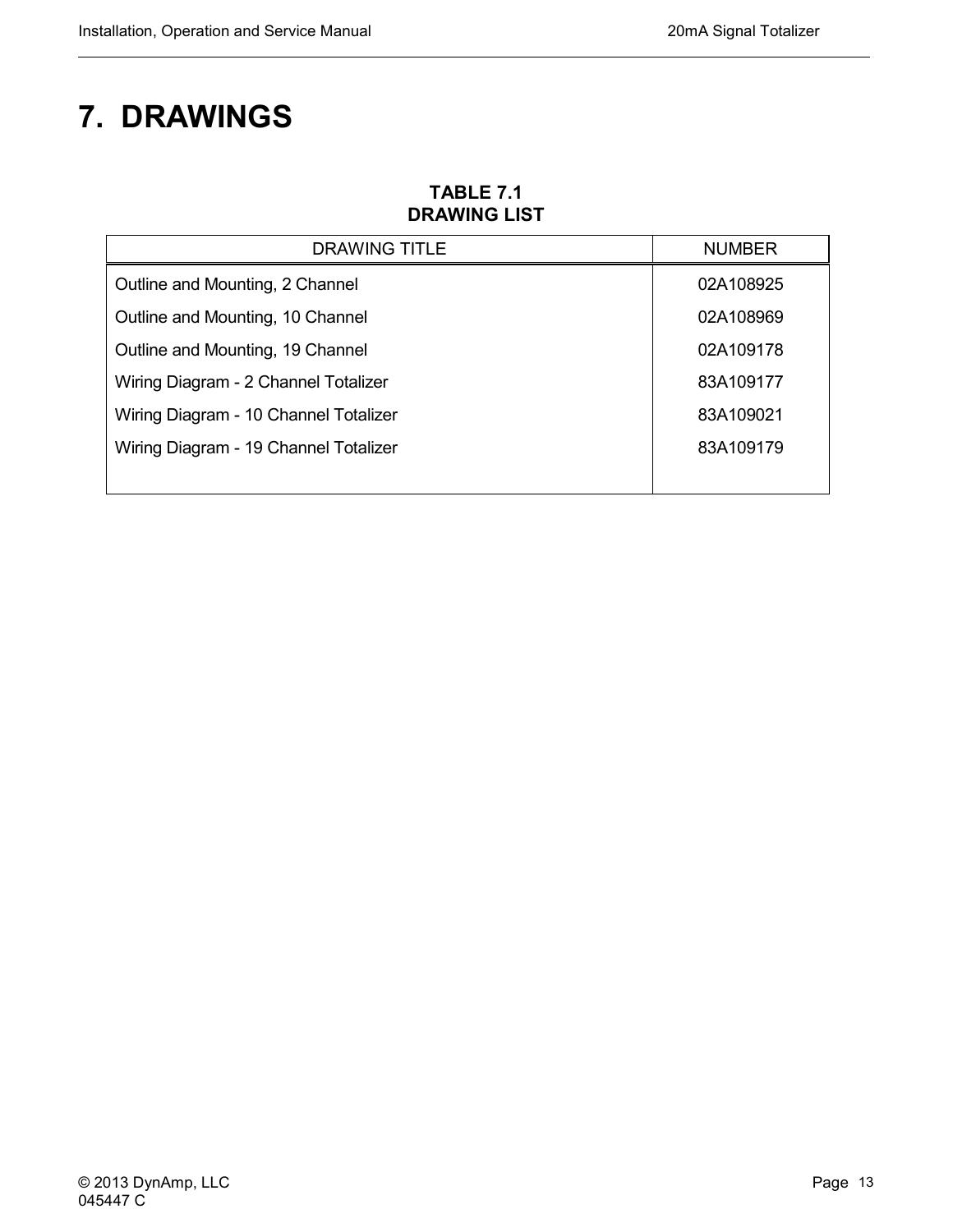# 7. DRAWINGS

**TABLE 7.1**
**DRAWING LIST**

| DRAWING TITLE | NUMBER |
|---|---|
| Outline and Mounting, 2 Channel | 02A108925 |
| Outline and Mounting, 10 Channel | 02A108969 |
| Outline and Mounting, 19 Channel | 02A109178 |
| Wiring Diagram - 2 Channel Totalizer | 83A109177 |
| Wiring Diagram - 10 Channel Totalizer | 83A109021 |
| Wiring Diagram - 19 Channel Totalizer | 83A109179 |